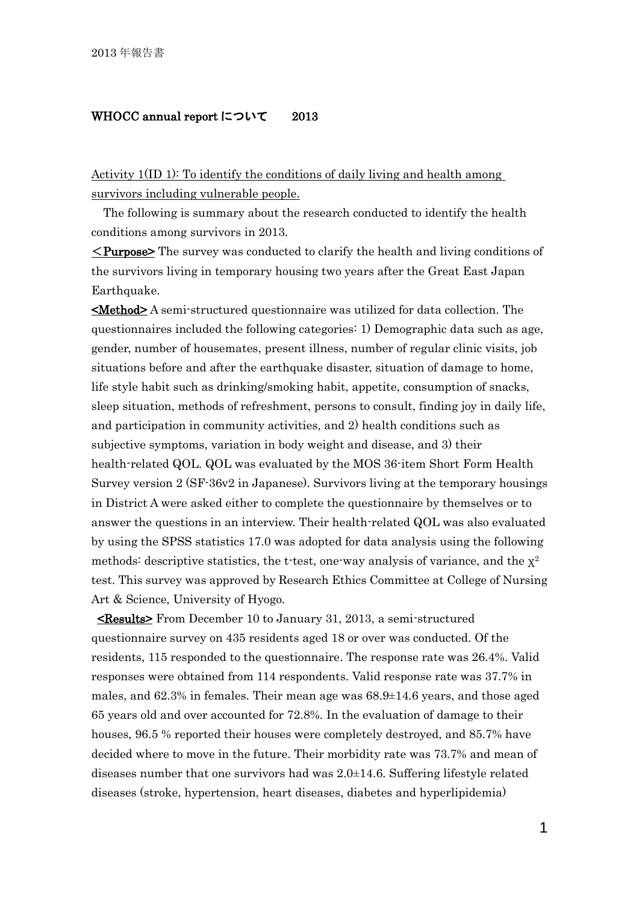2013 年報告書

## WHOCC annual report について　2013

Activity 1(ID 1): To identify the conditions of daily living and health among survivors including vulnerable people.

The following is summary about the research conducted to identify the health conditions among survivors in 2013.

**<Purpose>** The survey was conducted to clarify the health and living conditions of the survivors living in temporary housing two years after the Great East Japan Earthquake.

**<Method>** A semi-structured questionnaire was utilized for data collection. The questionnaires included the following categories: 1) Demographic data such as age, gender, number of housemates, present illness, number of regular clinic visits, job situations before and after the earthquake disaster, situation of damage to home, life style habit such as drinking/smoking habit, appetite, consumption of snacks, sleep situation, methods of refreshment, persons to consult, finding joy in daily life, and participation in community activities, and 2) health conditions such as subjective symptoms, variation in body weight and disease, and 3) their health-related QOL. QOL was evaluated by the MOS 36-item Short Form Health Survey version 2 (SF-36v2 in Japanese). Survivors living at the temporary housings in District A were asked either to complete the questionnaire by themselves or to answer the questions in an interview. Their health-related QOL was also evaluated by using the SPSS statistics 17.0 was adopted for data analysis using the following methods: descriptive statistics, the t-test, one-way analysis of variance, and the $\chi^2$ test. This survey was approved by Research Ethics Committee at College of Nursing Art & Science, University of Hyogo.

**<Results>** From December 10 to January 31, 2013, a semi-structured questionnaire survey on 435 residents aged 18 or over was conducted. Of the residents, 115 responded to the questionnaire. The response rate was 26.4%. Valid responses were obtained from 114 respondents. Valid response rate was 37.7% in males, and 62.3% in females. Their mean age was 68.9±14.6 years, and those aged 65 years old and over accounted for 72.8%. In the evaluation of damage to their houses, 96.5 % reported their houses were completely destroyed, and 85.7% have decided where to move in the future. Their morbidity rate was 73.7% and mean of diseases number that one survivors had was 2.0±14.6. Suffering lifestyle related diseases (stroke, hypertension, heart diseases, diabetes and hyperlipidemia)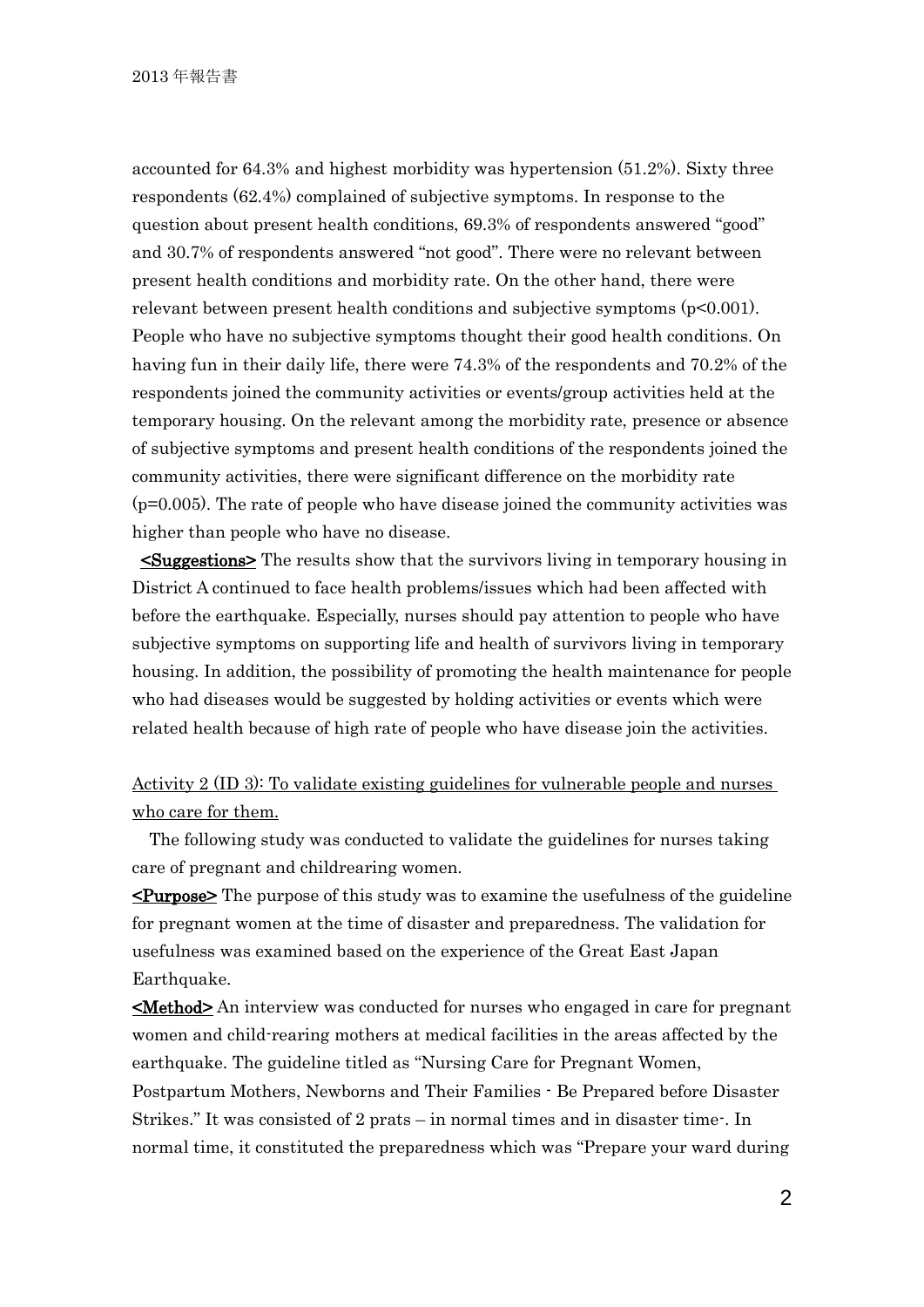accounted for 64.3% and highest morbidity was hypertension (51.2%). Sixty three respondents (62.4%) complained of subjective symptoms. In response to the question about present health conditions, 69.3% of respondents answered “good” and 30.7% of respondents answered “not good”. There were no relevant between present health conditions and morbidity rate. On the other hand, there were relevant between present health conditions and subjective symptoms ($p<0.001$). People who have no subjective symptoms thought their good health conditions. On having fun in their daily life, there were 74.3% of the respondents and 70.2% of the respondents joined the community activities or events/group activities held at the temporary housing. On the relevant among the morbidity rate, presence or absence of subjective symptoms and present health conditions of the respondents joined the community activities, there were significant difference on the morbidity rate ($p=0.005$). The rate of people who have disease joined the community activities was higher than people who have no disease.

**<Suggestions>** The results show that the survivors living in temporary housing in District A continued to face health problems/issues which had been affected with before the earthquake. Especially, nurses should pay attention to people who have subjective symptoms on supporting life and health of survivors living in temporary housing. In addition, the possibility of promoting the health maintenance for people who had diseases would be suggested by holding activities or events which were related health because of high rate of people who have disease join the activities.

Activity 2 (ID 3): To validate existing guidelines for vulnerable people and nurses who care for them.

The following study was conducted to validate the guidelines for nurses taking care of pregnant and childrearing women.

**<Purpose>** The purpose of this study was to examine the usefulness of the guideline for pregnant women at the time of disaster and preparedness. The validation for usefulness was examined based on the experience of the Great East Japan Earthquake.

**<Method>** An interview was conducted for nurses who engaged in care for pregnant women and child-rearing mothers at medical facilities in the areas affected by the earthquake. The guideline titled as “Nursing Care for Pregnant Women, Postpartum Mothers, Newborns and Their Families - Be Prepared before Disaster Strikes.” It was consisted of 2 prats – in normal times and in disaster time-. In normal time, it constituted the preparedness which was “Prepare your ward during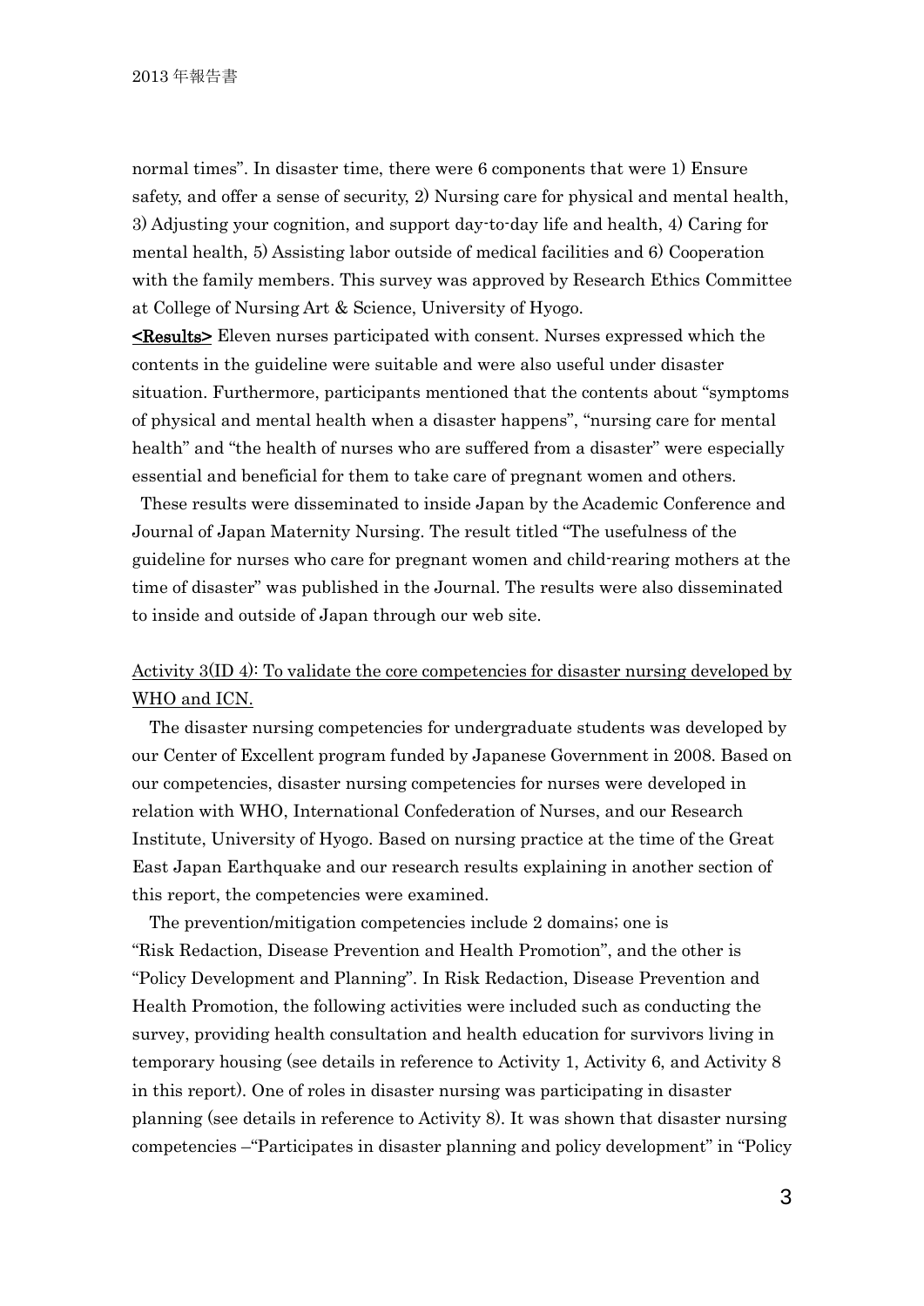normal times". In disaster time, there were 6 components that were 1) Ensure safety, and offer a sense of security, 2) Nursing care for physical and mental health, 3) Adjusting your cognition, and support day-to-day life and health, 4) Caring for mental health, 5) Assisting labor outside of medical facilities and 6) Cooperation with the family members. This survey was approved by Research Ethics Committee at College of Nursing Art & Science, University of Hyogo.

**<Results>** Eleven nurses participated with consent. Nurses expressed which the contents in the guideline were suitable and were also useful under disaster situation. Furthermore, participants mentioned that the contents about "symptoms of physical and mental health when a disaster happens", "nursing care for mental health" and "the health of nurses who are suffered from a disaster" were especially essential and beneficial for them to take care of pregnant women and others.

These results were disseminated to inside Japan by the Academic Conference and Journal of Japan Maternity Nursing. The result titled "The usefulness of the guideline for nurses who care for pregnant women and child-rearing mothers at the time of disaster" was published in the Journal. The results were also disseminated to inside and outside of Japan through our web site.

Activity 3(ID 4): To validate the core competencies for disaster nursing developed by WHO and ICN.

The disaster nursing competencies for undergraduate students was developed by our Center of Excellent program funded by Japanese Government in 2008. Based on our competencies, disaster nursing competencies for nurses were developed in relation with WHO, International Confederation of Nurses, and our Research Institute, University of Hyogo. Based on nursing practice at the time of the Great East Japan Earthquake and our research results explaining in another section of this report, the competencies were examined.

The prevention/mitigation competencies include 2 domains; one is "Risk Redaction, Disease Prevention and Health Promotion", and the other is "Policy Development and Planning". In Risk Redaction, Disease Prevention and Health Promotion, the following activities were included such as conducting the survey, providing health consultation and health education for survivors living in temporary housing (see details in reference to Activity 1, Activity 6, and Activity 8 in this report). One of roles in disaster nursing was participating in disaster planning (see details in reference to Activity 8). It was shown that disaster nursing competencies –"Participates in disaster planning and policy development" in "Policy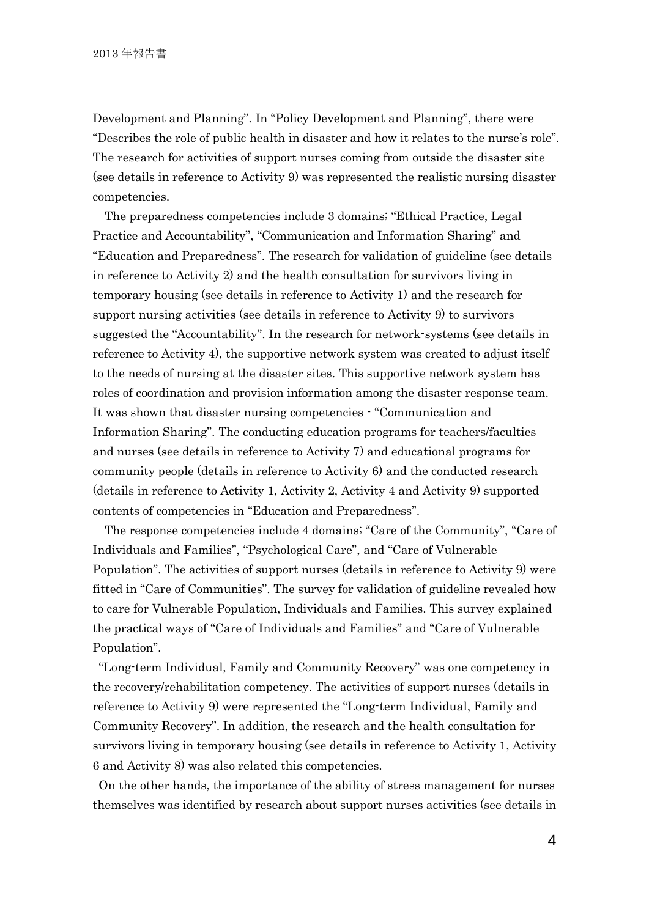Development and Planning". In "Policy Development and Planning", there were "Describes the role of public health in disaster and how it relates to the nurse's role". The research for activities of support nurses coming from outside the disaster site (see details in reference to Activity 9) was represented the realistic nursing disaster competencies.

The preparedness competencies include 3 domains; "Ethical Practice, Legal Practice and Accountability", "Communication and Information Sharing" and "Education and Preparedness". The research for validation of guideline (see details in reference to Activity 2) and the health consultation for survivors living in temporary housing (see details in reference to Activity 1) and the research for support nursing activities (see details in reference to Activity 9) to survivors suggested the "Accountability". In the research for network-systems (see details in reference to Activity 4), the supportive network system was created to adjust itself to the needs of nursing at the disaster sites. This supportive network system has roles of coordination and provision information among the disaster response team. It was shown that disaster nursing competencies - "Communication and Information Sharing". The conducting education programs for teachers/faculties and nurses (see details in reference to Activity 7) and educational programs for community people (details in reference to Activity 6) and the conducted research (details in reference to Activity 1, Activity 2, Activity 4 and Activity 9) supported contents of competencies in "Education and Preparedness".

The response competencies include 4 domains; "Care of the Community", "Care of Individuals and Families", "Psychological Care", and "Care of Vulnerable Population". The activities of support nurses (details in reference to Activity 9) were fitted in "Care of Communities". The survey for validation of guideline revealed how to care for Vulnerable Population, Individuals and Families. This survey explained the practical ways of "Care of Individuals and Families" and "Care of Vulnerable Population".

"Long-term Individual, Family and Community Recovery" was one competency in the recovery/rehabilitation competency. The activities of support nurses (details in reference to Activity 9) were represented the "Long-term Individual, Family and Community Recovery". In addition, the research and the health consultation for survivors living in temporary housing (see details in reference to Activity 1, Activity 6 and Activity 8) was also related this competencies.

On the other hands, the importance of the ability of stress management for nurses themselves was identified by research about support nurses activities (see details in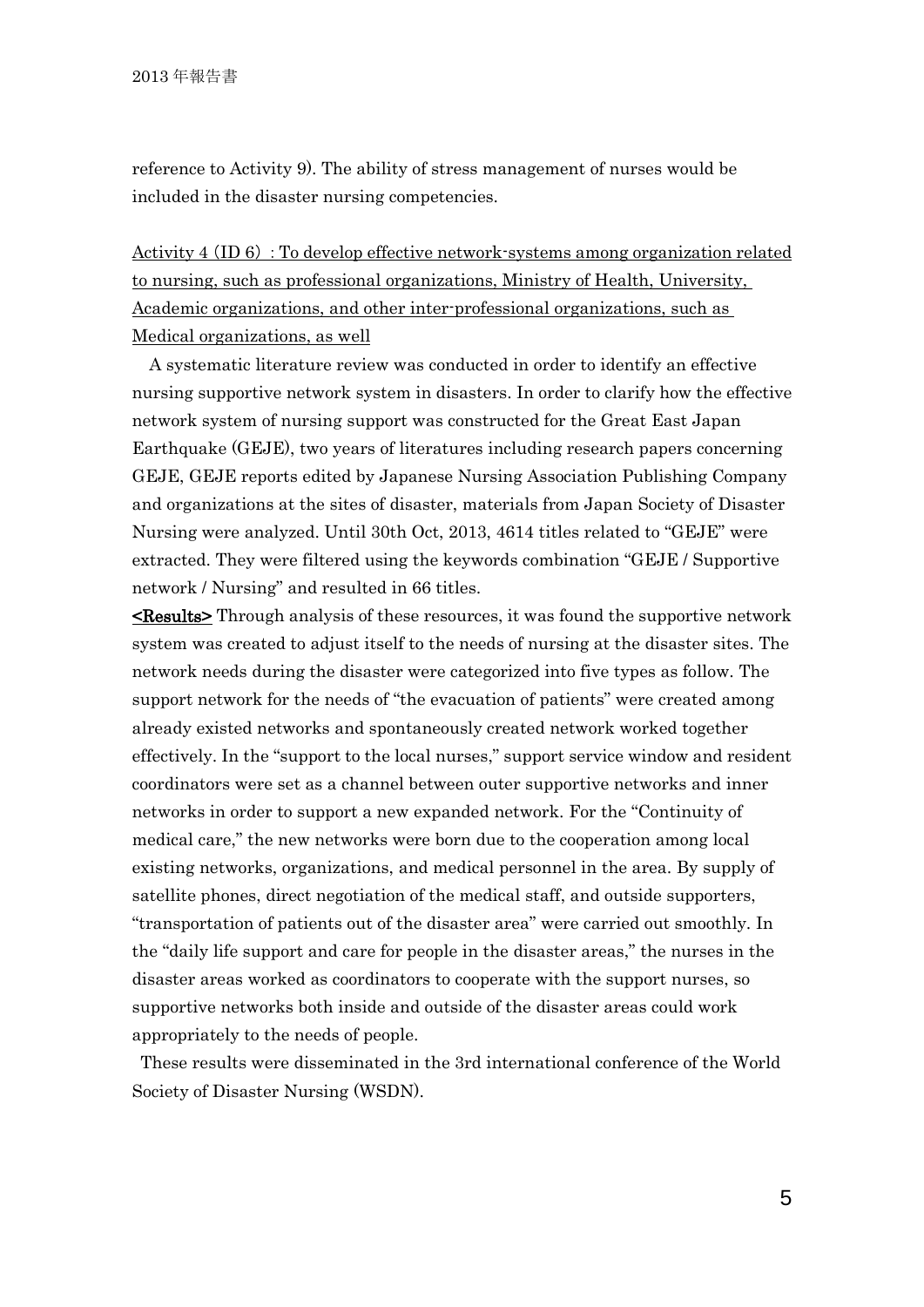reference to Activity 9). The ability of stress management of nurses would be included in the disaster nursing competencies.

<u>Activity 4 (ID 6) : To develop effective network-systems among organization related to nursing, such as professional organizations, Ministry of Health, University, Academic organizations, and other inter-professional organizations, such as Medical organizations, as well</u>

A systematic literature review was conducted in order to identify an effective nursing supportive network system in disasters. In order to clarify how the effective network system of nursing support was constructed for the Great East Japan Earthquake (GEJE), two years of literatures including research papers concerning GEJE, GEJE reports edited by Japanese Nursing Association Publishing Company and organizations at the sites of disaster, materials from Japan Society of Disaster Nursing were analyzed. Until 30th Oct, 2013, 4614 titles related to "GEJE" were extracted. They were filtered using the keywords combination "GEJE / Supportive network / Nursing" and resulted in 66 titles.

**<u><Results></u>** Through analysis of these resources, it was found the supportive network system was created to adjust itself to the needs of nursing at the disaster sites. The network needs during the disaster were categorized into five types as follow. The support network for the needs of "the evacuation of patients" were created among already existed networks and spontaneously created network worked together effectively. In the "support to the local nurses," support service window and resident coordinators were set as a channel between outer supportive networks and inner networks in order to support a new expanded network. For the "Continuity of medical care," the new networks were born due to the cooperation among local existing networks, organizations, and medical personnel in the area. By supply of satellite phones, direct negotiation of the medical staff, and outside supporters, "transportation of patients out of the disaster area" were carried out smoothly. In the "daily life support and care for people in the disaster areas," the nurses in the disaster areas worked as coordinators to cooperate with the support nurses, so supportive networks both inside and outside of the disaster areas could work appropriately to the needs of people.

These results were disseminated in the 3rd international conference of the World Society of Disaster Nursing (WSDN).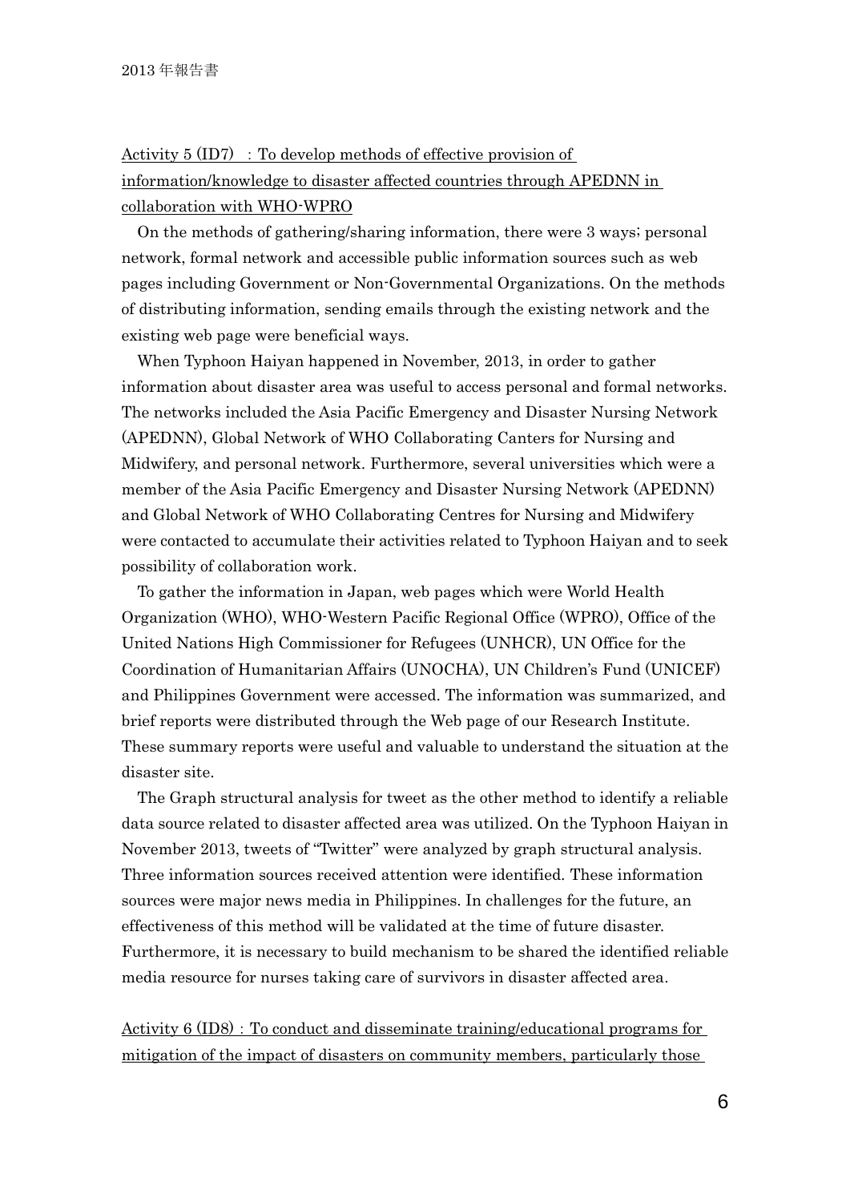Activity 5 (ID7) : To develop methods of effective provision of information/knowledge to disaster affected countries through APEDNN in collaboration with WHO-WPRO

On the methods of gathering/sharing information, there were 3 ways; personal network, formal network and accessible public information sources such as web pages including Government or Non-Governmental Organizations. On the methods of distributing information, sending emails through the existing network and the existing web page were beneficial ways.

When Typhoon Haiyan happened in November, 2013, in order to gather information about disaster area was useful to access personal and formal networks. The networks included the Asia Pacific Emergency and Disaster Nursing Network (APEDNN), Global Network of WHO Collaborating Canters for Nursing and Midwifery, and personal network. Furthermore, several universities which were a member of the Asia Pacific Emergency and Disaster Nursing Network (APEDNN) and Global Network of WHO Collaborating Centres for Nursing and Midwifery were contacted to accumulate their activities related to Typhoon Haiyan and to seek possibility of collaboration work.

To gather the information in Japan, web pages which were World Health Organization (WHO), WHO-Western Pacific Regional Office (WPRO), Office of the United Nations High Commissioner for Refugees (UNHCR), UN Office for the Coordination of Humanitarian Affairs (UNOCHA), UN Children's Fund (UNICEF) and Philippines Government were accessed. The information was summarized, and brief reports were distributed through the Web page of our Research Institute. These summary reports were useful and valuable to understand the situation at the disaster site.

The Graph structural analysis for tweet as the other method to identify a reliable data source related to disaster affected area was utilized. On the Typhoon Haiyan in November 2013, tweets of "Twitter" were analyzed by graph structural analysis. Three information sources received attention were identified. These information sources were major news media in Philippines. In challenges for the future, an effectiveness of this method will be validated at the time of future disaster. Furthermore, it is necessary to build mechanism to be shared the identified reliable media resource for nurses taking care of survivors in disaster affected area.

Activity 6 (ID8) : To conduct and disseminate training/educational programs for mitigation of the impact of disasters on community members, particularly those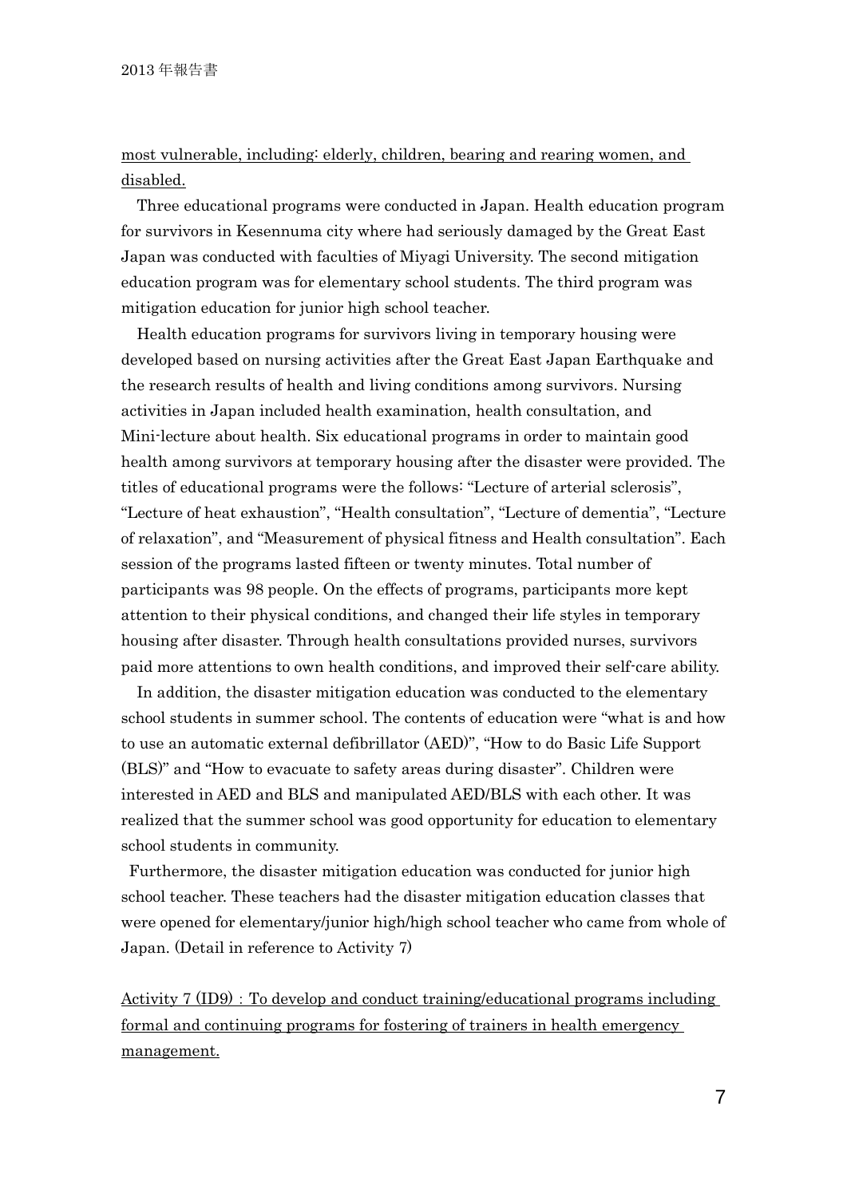most vulnerable, including: elderly, children, bearing and rearing women, and disabled.

Three educational programs were conducted in Japan. Health education program for survivors in Kesennuma city where had seriously damaged by the Great East Japan was conducted with faculties of Miyagi University. The second mitigation education program was for elementary school students. The third program was mitigation education for junior high school teacher.

Health education programs for survivors living in temporary housing were developed based on nursing activities after the Great East Japan Earthquake and the research results of health and living conditions among survivors. Nursing activities in Japan included health examination, health consultation, and Mini-lecture about health. Six educational programs in order to maintain good health among survivors at temporary housing after the disaster were provided. The titles of educational programs were the follows: "Lecture of arterial sclerosis", "Lecture of heat exhaustion", "Health consultation", "Lecture of dementia", "Lecture of relaxation", and "Measurement of physical fitness and Health consultation". Each session of the programs lasted fifteen or twenty minutes. Total number of participants was 98 people. On the effects of programs, participants more kept attention to their physical conditions, and changed their life styles in temporary housing after disaster. Through health consultations provided nurses, survivors paid more attentions to own health conditions, and improved their self-care ability.

In addition, the disaster mitigation education was conducted to the elementary school students in summer school. The contents of education were "what is and how to use an automatic external defibrillator (AED)", "How to do Basic Life Support (BLS)" and "How to evacuate to safety areas during disaster". Children were interested in AED and BLS and manipulated AED/BLS with each other. It was realized that the summer school was good opportunity for education to elementary school students in community.

Furthermore, the disaster mitigation education was conducted for junior high school teacher. These teachers had the disaster mitigation education classes that were opened for elementary/junior high/high school teacher who came from whole of Japan. (Detail in reference to Activity 7)

Activity 7 (ID9)：To develop and conduct training/educational programs including formal and continuing programs for fostering of trainers in health emergency management.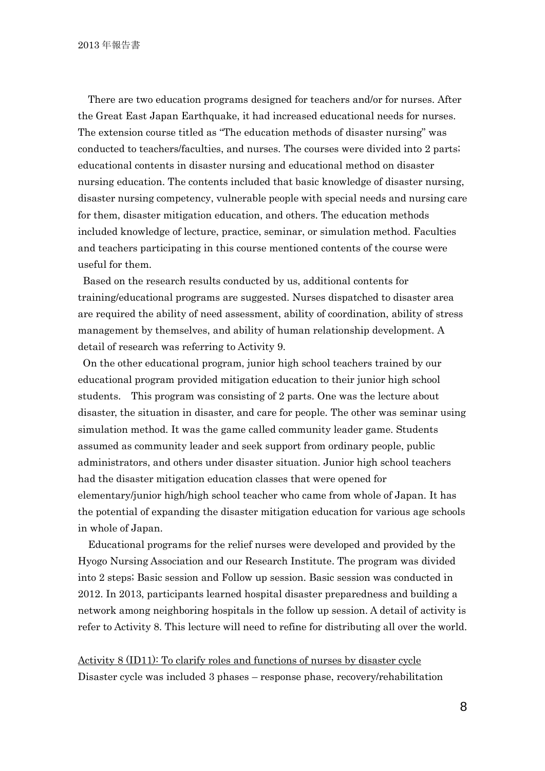There are two education programs designed for teachers and/or for nurses. After the Great East Japan Earthquake, it had increased educational needs for nurses. The extension course titled as "The education methods of disaster nursing" was conducted to teachers/faculties, and nurses. The courses were divided into 2 parts; educational contents in disaster nursing and educational method on disaster nursing education. The contents included that basic knowledge of disaster nursing, disaster nursing competency, vulnerable people with special needs and nursing care for them, disaster mitigation education, and others. The education methods included knowledge of lecture, practice, seminar, or simulation method. Faculties and teachers participating in this course mentioned contents of the course were useful for them.

Based on the research results conducted by us, additional contents for training/educational programs are suggested. Nurses dispatched to disaster area are required the ability of need assessment, ability of coordination, ability of stress management by themselves, and ability of human relationship development. A detail of research was referring to Activity 9.

On the other educational program, junior high school teachers trained by our educational program provided mitigation education to their junior high school students. This program was consisting of 2 parts. One was the lecture about disaster, the situation in disaster, and care for people. The other was seminar using simulation method. It was the game called community leader game. Students assumed as community leader and seek support from ordinary people, public administrators, and others under disaster situation. Junior high school teachers had the disaster mitigation education classes that were opened for elementary/junior high/high school teacher who came from whole of Japan. It has the potential of expanding the disaster mitigation education for various age schools in whole of Japan.

Educational programs for the relief nurses were developed and provided by the Hyogo Nursing Association and our Research Institute. The program was divided into 2 steps; Basic session and Follow up session. Basic session was conducted in 2012. In 2013, participants learned hospital disaster preparedness and building a network among neighboring hospitals in the follow up session. A detail of activity is refer to Activity 8. This lecture will need to refine for distributing all over the world.

Activity 8 (ID11): To clarify roles and functions of nurses by disaster cycle

Disaster cycle was included 3 phases – response phase, recovery/rehabilitation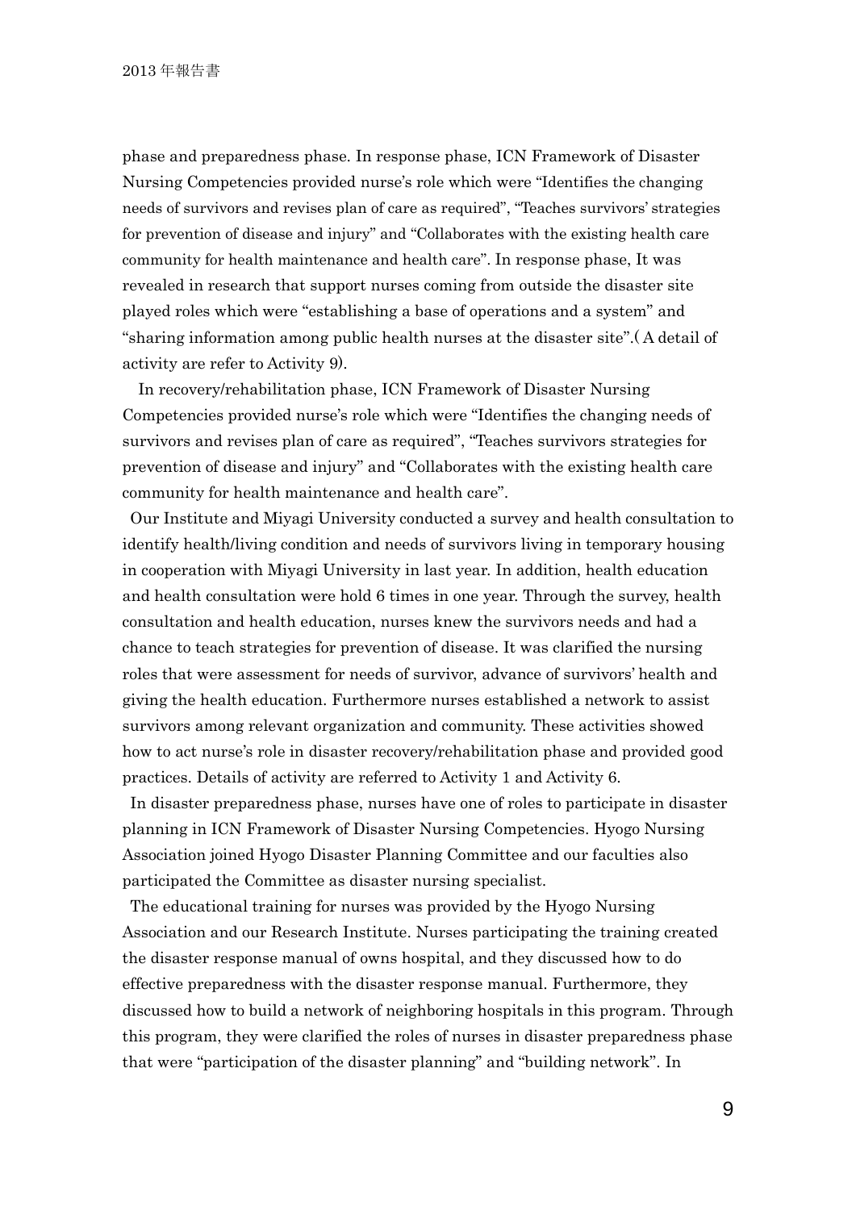phase and preparedness phase. In response phase, ICN Framework of Disaster Nursing Competencies provided nurse's role which were "Identifies the changing needs of survivors and revises plan of care as required", "Teaches survivors' strategies for prevention of disease and injury" and "Collaborates with the existing health care community for health maintenance and health care". In response phase, It was revealed in research that support nurses coming from outside the disaster site played roles which were "establishing a base of operations and a system" and "sharing information among public health nurses at the disaster site".( A detail of activity are refer to Activity 9).

In recovery/rehabilitation phase, ICN Framework of Disaster Nursing Competencies provided nurse's role which were "Identifies the changing needs of survivors and revises plan of care as required", "Teaches survivors strategies for prevention of disease and injury" and "Collaborates with the existing health care community for health maintenance and health care".

Our Institute and Miyagi University conducted a survey and health consultation to identify health/living condition and needs of survivors living in temporary housing in cooperation with Miyagi University in last year. In addition, health education and health consultation were hold 6 times in one year. Through the survey, health consultation and health education, nurses knew the survivors needs and had a chance to teach strategies for prevention of disease. It was clarified the nursing roles that were assessment for needs of survivor, advance of survivors' health and giving the health education. Furthermore nurses established a network to assist survivors among relevant organization and community. These activities showed how to act nurse's role in disaster recovery/rehabilitation phase and provided good practices. Details of activity are referred to Activity 1 and Activity 6.

In disaster preparedness phase, nurses have one of roles to participate in disaster planning in ICN Framework of Disaster Nursing Competencies. Hyogo Nursing Association joined Hyogo Disaster Planning Committee and our faculties also participated the Committee as disaster nursing specialist.

The educational training for nurses was provided by the Hyogo Nursing Association and our Research Institute. Nurses participating the training created the disaster response manual of owns hospital, and they discussed how to do effective preparedness with the disaster response manual. Furthermore, they discussed how to build a network of neighboring hospitals in this program. Through this program, they were clarified the roles of nurses in disaster preparedness phase that were "participation of the disaster planning" and "building network". In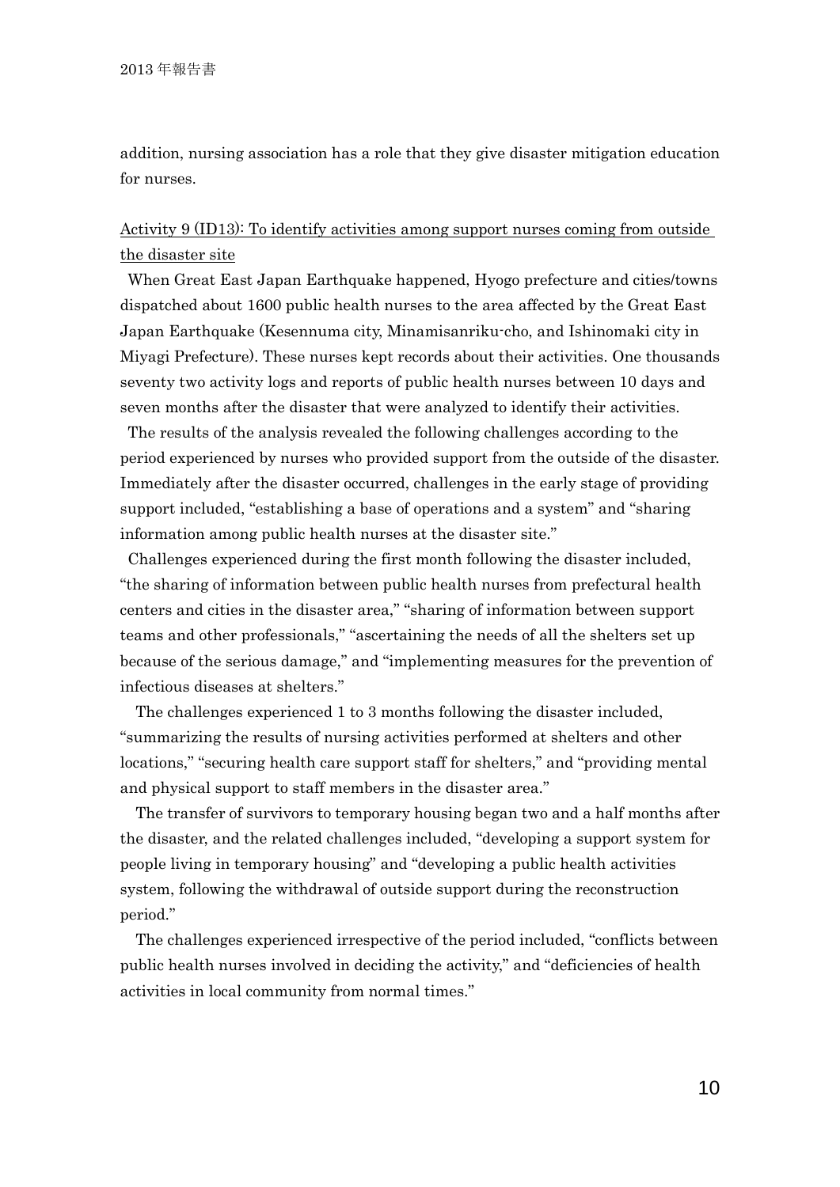addition, nursing association has a role that they give disaster mitigation education for nurses.

Activity 9 (ID13): To identify activities among support nurses coming from outside the disaster site

When Great East Japan Earthquake happened, Hyogo prefecture and cities/towns dispatched about 1600 public health nurses to the area affected by the Great East Japan Earthquake (Kesennuma city, Minamisanriku-cho, and Ishinomaki city in Miyagi Prefecture). These nurses kept records about their activities. One thousands seventy two activity logs and reports of public health nurses between 10 days and seven months after the disaster that were analyzed to identify their activities.

The results of the analysis revealed the following challenges according to the period experienced by nurses who provided support from the outside of the disaster. Immediately after the disaster occurred, challenges in the early stage of providing support included, "establishing a base of operations and a system" and "sharing information among public health nurses at the disaster site."

Challenges experienced during the first month following the disaster included, "the sharing of information between public health nurses from prefectural health centers and cities in the disaster area," "sharing of information between support teams and other professionals," "ascertaining the needs of all the shelters set up because of the serious damage," and "implementing measures for the prevention of infectious diseases at shelters."

The challenges experienced 1 to 3 months following the disaster included, "summarizing the results of nursing activities performed at shelters and other locations," "securing health care support staff for shelters," and "providing mental and physical support to staff members in the disaster area."

The transfer of survivors to temporary housing began two and a half months after the disaster, and the related challenges included, "developing a support system for people living in temporary housing" and "developing a public health activities system, following the withdrawal of outside support during the reconstruction period."

The challenges experienced irrespective of the period included, "conflicts between public health nurses involved in deciding the activity," and "deficiencies of health activities in local community from normal times."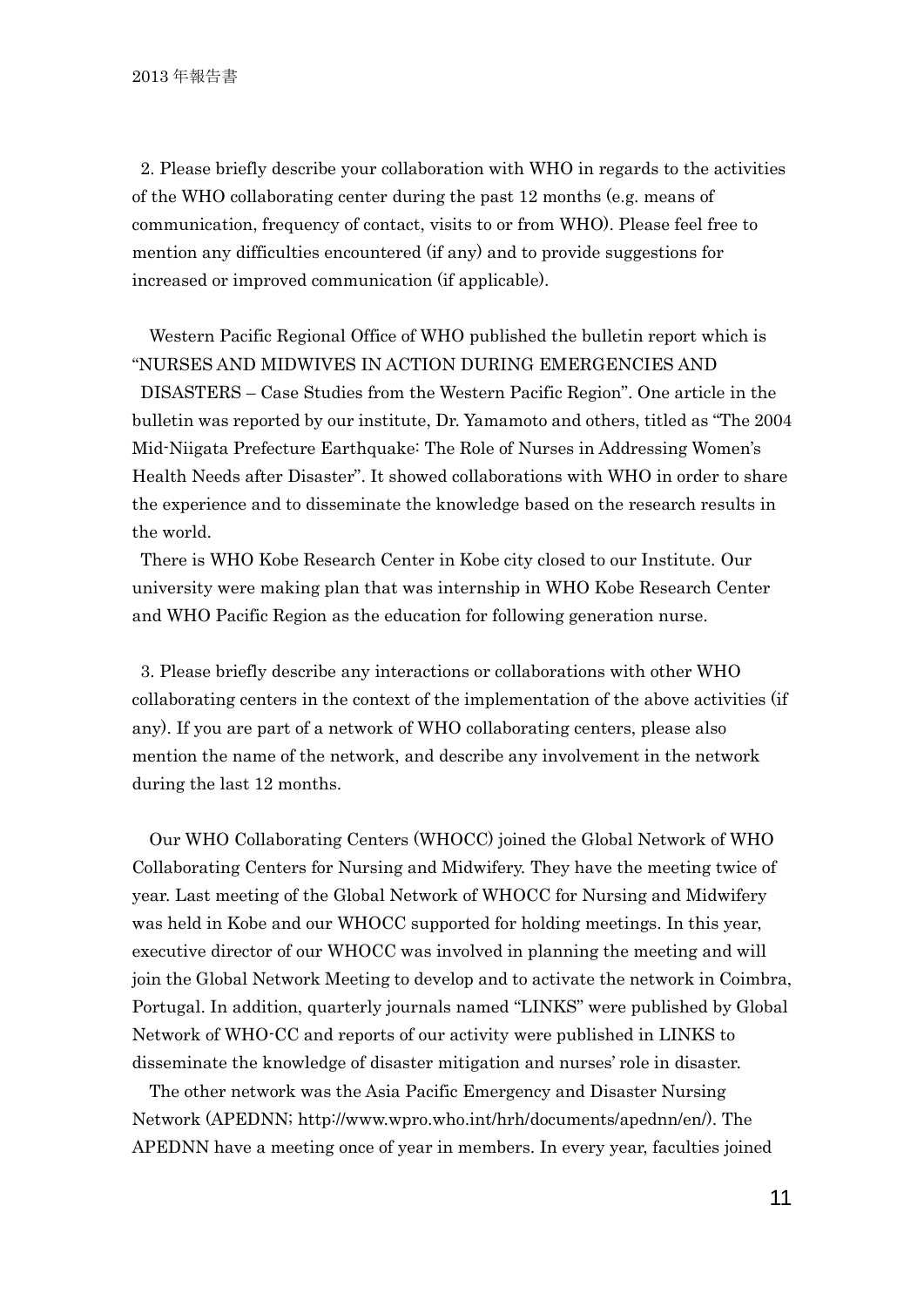2. Please briefly describe your collaboration with WHO in regards to the activities of the WHO collaborating center during the past 12 months (e.g. means of communication, frequency of contact, visits to or from WHO). Please feel free to mention any difficulties encountered (if any) and to provide suggestions for increased or improved communication (if applicable).

Western Pacific Regional Office of WHO published the bulletin report which is "NURSES AND MIDWIVES IN ACTION DURING EMERGENCIES AND DISASTERS – Case Studies from the Western Pacific Region". One article in the bulletin was reported by our institute, Dr. Yamamoto and others, titled as "The 2004 Mid-Niigata Prefecture Earthquake: The Role of Nurses in Addressing Women's Health Needs after Disaster". It showed collaborations with WHO in order to share the experience and to disseminate the knowledge based on the research results in the world.

There is WHO Kobe Research Center in Kobe city closed to our Institute. Our university were making plan that was internship in WHO Kobe Research Center and WHO Pacific Region as the education for following generation nurse.

3. Please briefly describe any interactions or collaborations with other WHO collaborating centers in the context of the implementation of the above activities (if any). If you are part of a network of WHO collaborating centers, please also mention the name of the network, and describe any involvement in the network during the last 12 months.

Our WHO Collaborating Centers (WHOCC) joined the Global Network of WHO Collaborating Centers for Nursing and Midwifery. They have the meeting twice of year. Last meeting of the Global Network of WHOCC for Nursing and Midwifery was held in Kobe and our WHOCC supported for holding meetings. In this year, executive director of our WHOCC was involved in planning the meeting and will join the Global Network Meeting to develop and to activate the network in Coimbra, Portugal. In addition, quarterly journals named "LINKS" were published by Global Network of WHO-CC and reports of our activity were published in LINKS to disseminate the knowledge of disaster mitigation and nurses' role in disaster.

The other network was the Asia Pacific Emergency and Disaster Nursing Network (APEDNN; http://www.wpro.who.int/hrh/documents/apednn/en/). The APEDNN have a meeting once of year in members. In every year, faculties joined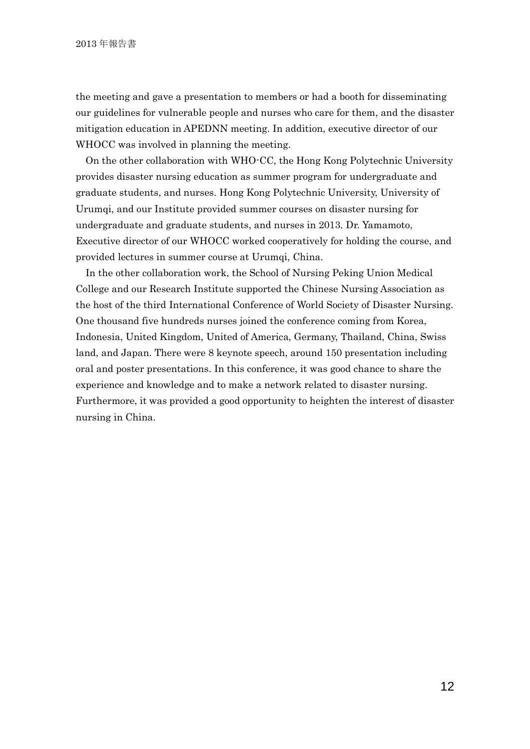the meeting and gave a presentation to members or had a booth for disseminating our guidelines for vulnerable people and nurses who care for them, and the disaster mitigation education in APEDNN meeting. In addition, executive director of our WHOCC was involved in planning the meeting.

On the other collaboration with WHO-CC, the Hong Kong Polytechnic University provides disaster nursing education as summer program for undergraduate and graduate students, and nurses. Hong Kong Polytechnic University, University of Urumqi, and our Institute provided summer courses on disaster nursing for undergraduate and graduate students, and nurses in 2013. Dr. Yamamoto, Executive director of our WHOCC worked cooperatively for holding the course, and provided lectures in summer course at Urumqi, China.

In the other collaboration work, the School of Nursing Peking Union Medical College and our Research Institute supported the Chinese Nursing Association as the host of the third International Conference of World Society of Disaster Nursing. One thousand five hundreds nurses joined the conference coming from Korea, Indonesia, United Kingdom, United of America, Germany, Thailand, China, Swiss land, and Japan. There were 8 keynote speech, around 150 presentation including oral and poster presentations. In this conference, it was good chance to share the experience and knowledge and to make a network related to disaster nursing. Furthermore, it was provided a good opportunity to heighten the interest of disaster nursing in China.